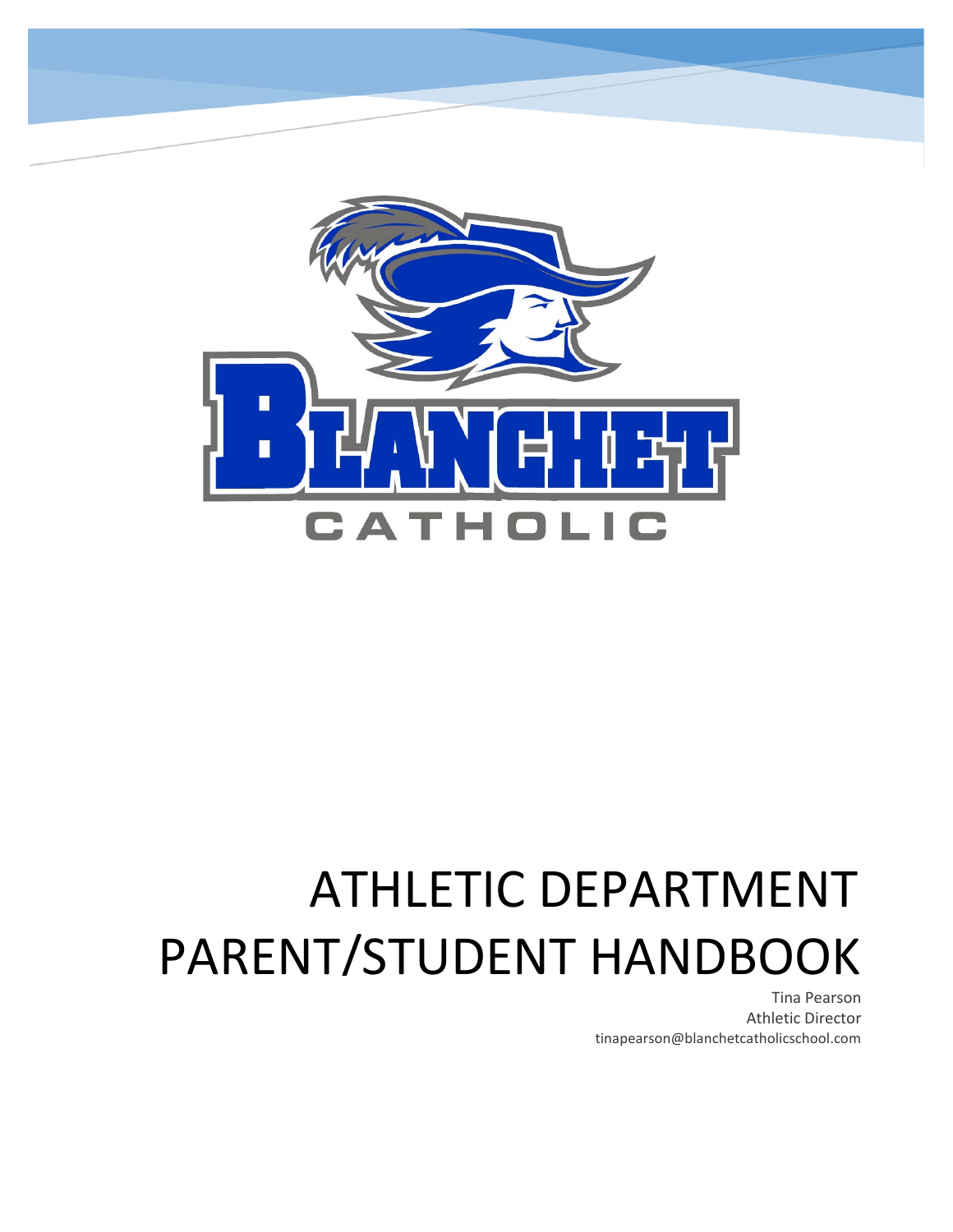# ATHLETIC DEPARTMENT PARENT/STUDENT HANDBOOK

Tina Pearson
Athletic Director
tinapearson@blanchetcatholicschool.com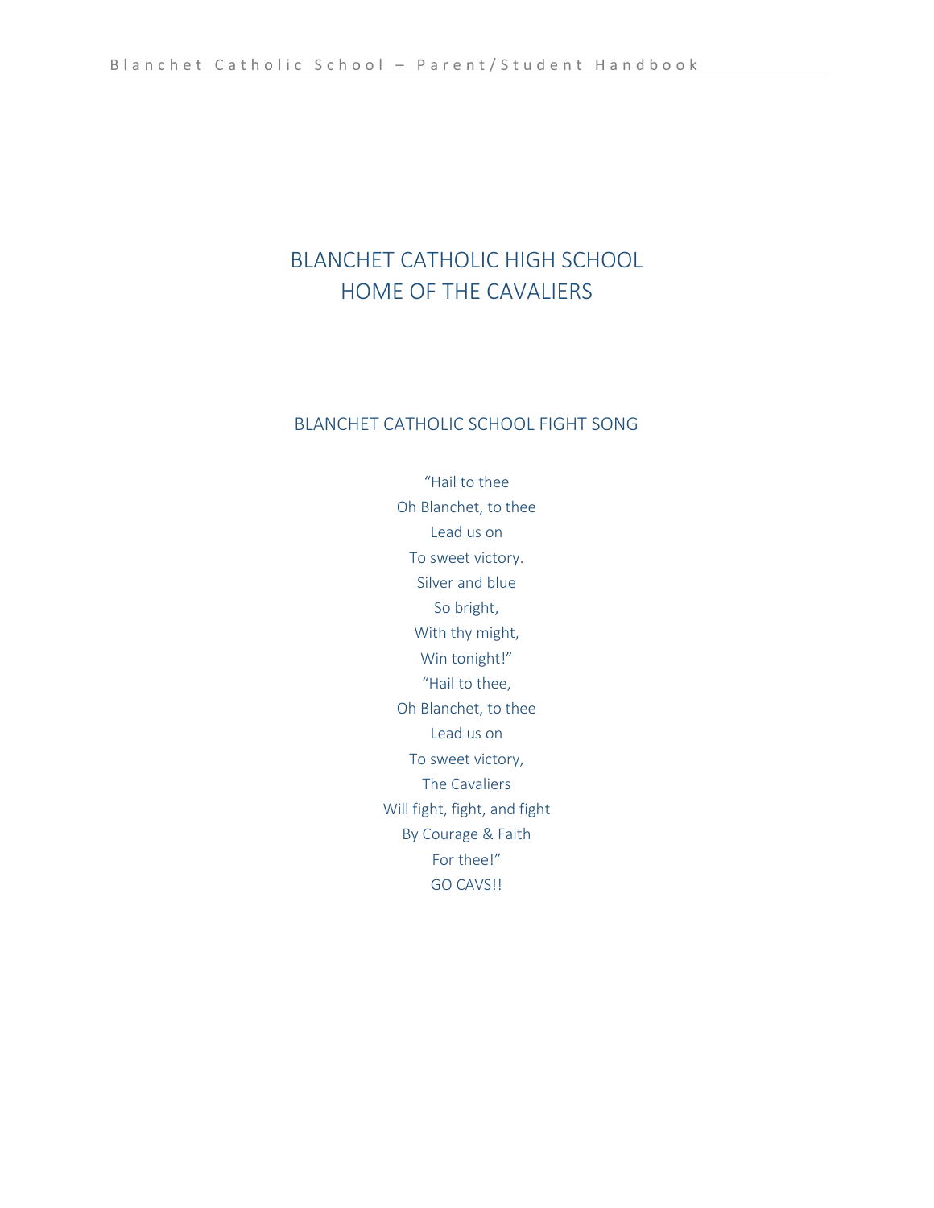# BLANCHET CATHOLIC HIGH SCHOOL
# HOME OF THE CAVALIERS

## BLANCHET CATHOLIC SCHOOL FIGHT SONG

"Hail to thee
Oh Blanchet, to thee
Lead us on
To sweet victory.
Silver and blue
So bright,
With thy might,
Win tonight!"
"Hail to thee,
Oh Blanchet, to thee
Lead us on
To sweet victory,
The Cavaliers
Will fight, fight, and fight
By Courage & Faith
For thee!"
GO CAVS!!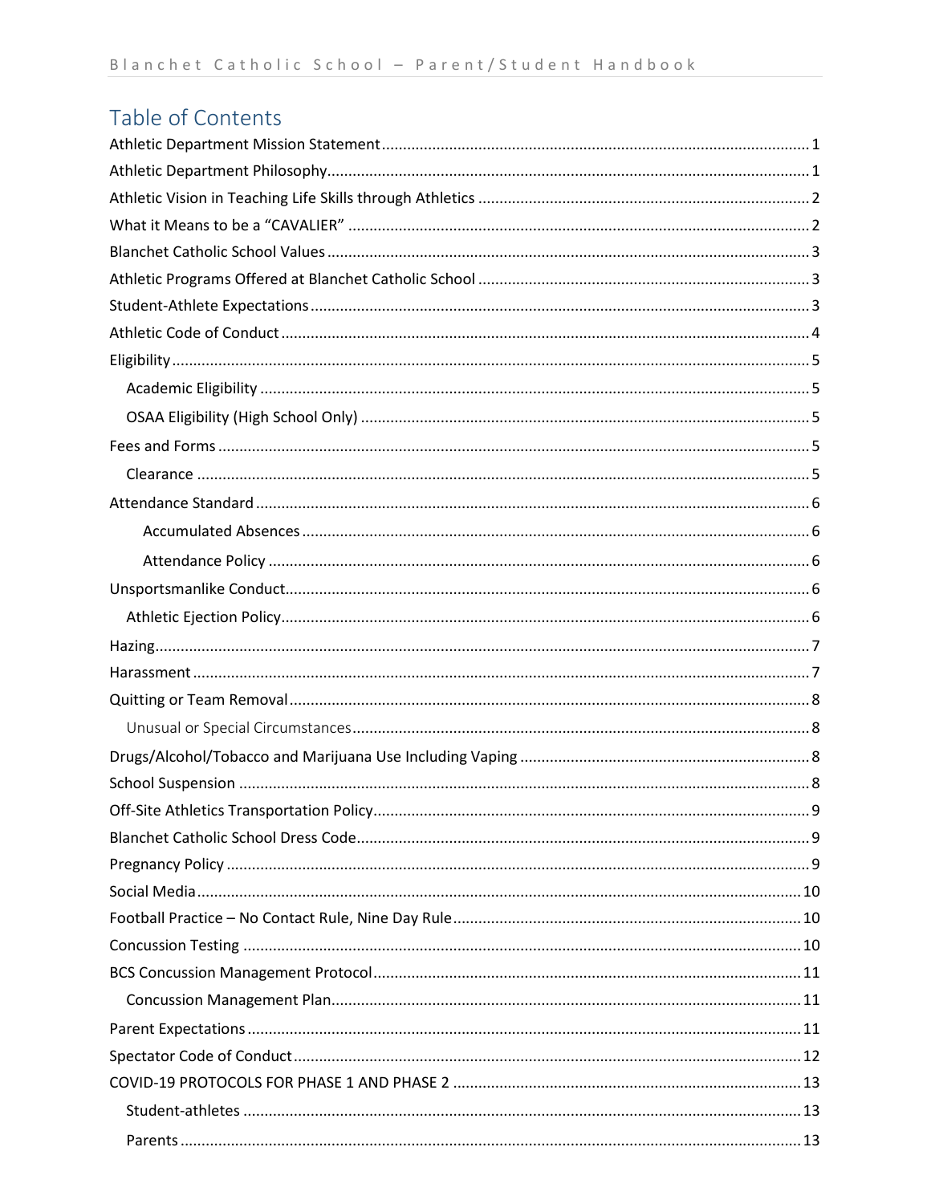# Table of Contents

- Athletic Department Mission Statement ..... 1
- Athletic Department Philosophy ..... 1
- Athletic Vision in Teaching Life Skills through Athletics ..... 2
- What it Means to be a "CAVALIER" ..... 2
- Blanchet Catholic School Values ..... 3
- Athletic Programs Offered at Blanchet Catholic School ..... 3
- Student-Athlete Expectations ..... 3
- Athletic Code of Conduct ..... 4
- Eligibility ..... 5
  - Academic Eligibility ..... 5
  - OSAA Eligibility (High School Only) ..... 5
- Fees and Forms ..... 5
  - Clearance ..... 5
- Attendance Standard ..... 6
    - Accumulated Absences ..... 6
    - Attendance Policy ..... 6
- Unsportsmanlike Conduct ..... 6
  - Athletic Ejection Policy ..... 6
- Hazing ..... 7
- Harassment ..... 7
- Quitting or Team Removal ..... 8
  - Unusual or Special Circumstances ..... 8
- Drugs/Alcohol/Tobacco and Marijuana Use Including Vaping ..... 8
- School Suspension ..... 8
- Off-Site Athletics Transportation Policy ..... 9
- Blanchet Catholic School Dress Code ..... 9
- Pregnancy Policy ..... 9
- Social Media ..... 10
- Football Practice – No Contact Rule, Nine Day Rule ..... 10
- Concussion Testing ..... 10
- BCS Concussion Management Protocol ..... 11
  - Concussion Management Plan ..... 11
- Parent Expectations ..... 11
- Spectator Code of Conduct ..... 12
- COVID-19 PROTOCOLS FOR PHASE 1 AND PHASE 2 ..... 13
  - Student-athletes ..... 13
  - Parents ..... 13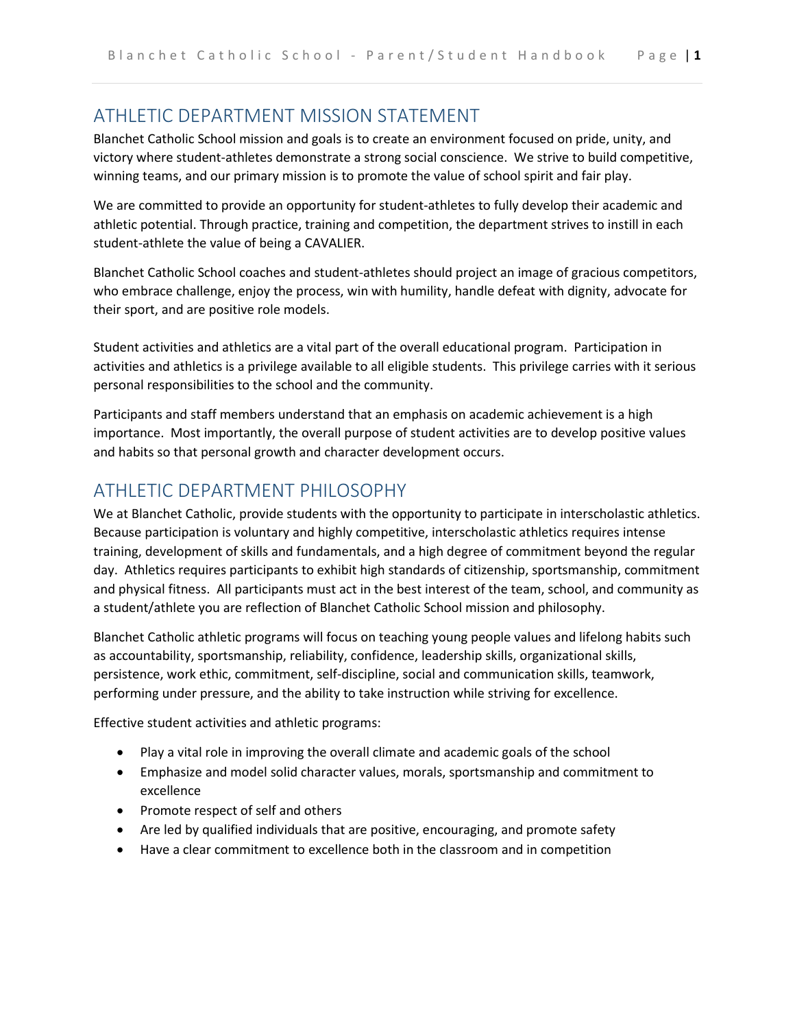## ATHLETIC DEPARTMENT MISSION STATEMENT

Blanchet Catholic School mission and goals is to create an environment focused on pride, unity, and victory where student-athletes demonstrate a strong social conscience. We strive to build competitive, winning teams, and our primary mission is to promote the value of school spirit and fair play.

We are committed to provide an opportunity for student-athletes to fully develop their academic and athletic potential. Through practice, training and competition, the department strives to instill in each student-athlete the value of being a CAVALIER.

Blanchet Catholic School coaches and student-athletes should project an image of gracious competitors, who embrace challenge, enjoy the process, win with humility, handle defeat with dignity, advocate for their sport, and are positive role models.

Student activities and athletics are a vital part of the overall educational program. Participation in activities and athletics is a privilege available to all eligible students. This privilege carries with it serious personal responsibilities to the school and the community.

Participants and staff members understand that an emphasis on academic achievement is a high importance. Most importantly, the overall purpose of student activities are to develop positive values and habits so that personal growth and character development occurs.

## ATHLETIC DEPARTMENT PHILOSOPHY

We at Blanchet Catholic, provide students with the opportunity to participate in interscholastic athletics. Because participation is voluntary and highly competitive, interscholastic athletics requires intense training, development of skills and fundamentals, and a high degree of commitment beyond the regular day. Athletics requires participants to exhibit high standards of citizenship, sportsmanship, commitment and physical fitness. All participants must act in the best interest of the team, school, and community as a student/athlete you are reflection of Blanchet Catholic School mission and philosophy.

Blanchet Catholic athletic programs will focus on teaching young people values and lifelong habits such as accountability, sportsmanship, reliability, confidence, leadership skills, organizational skills, persistence, work ethic, commitment, self-discipline, social and communication skills, teamwork, performing under pressure, and the ability to take instruction while striving for excellence.

Effective student activities and athletic programs:

- Play a vital role in improving the overall climate and academic goals of the school
- Emphasize and model solid character values, morals, sportsmanship and commitment to excellence
- Promote respect of self and others
- Are led by qualified individuals that are positive, encouraging, and promote safety
- Have a clear commitment to excellence both in the classroom and in competition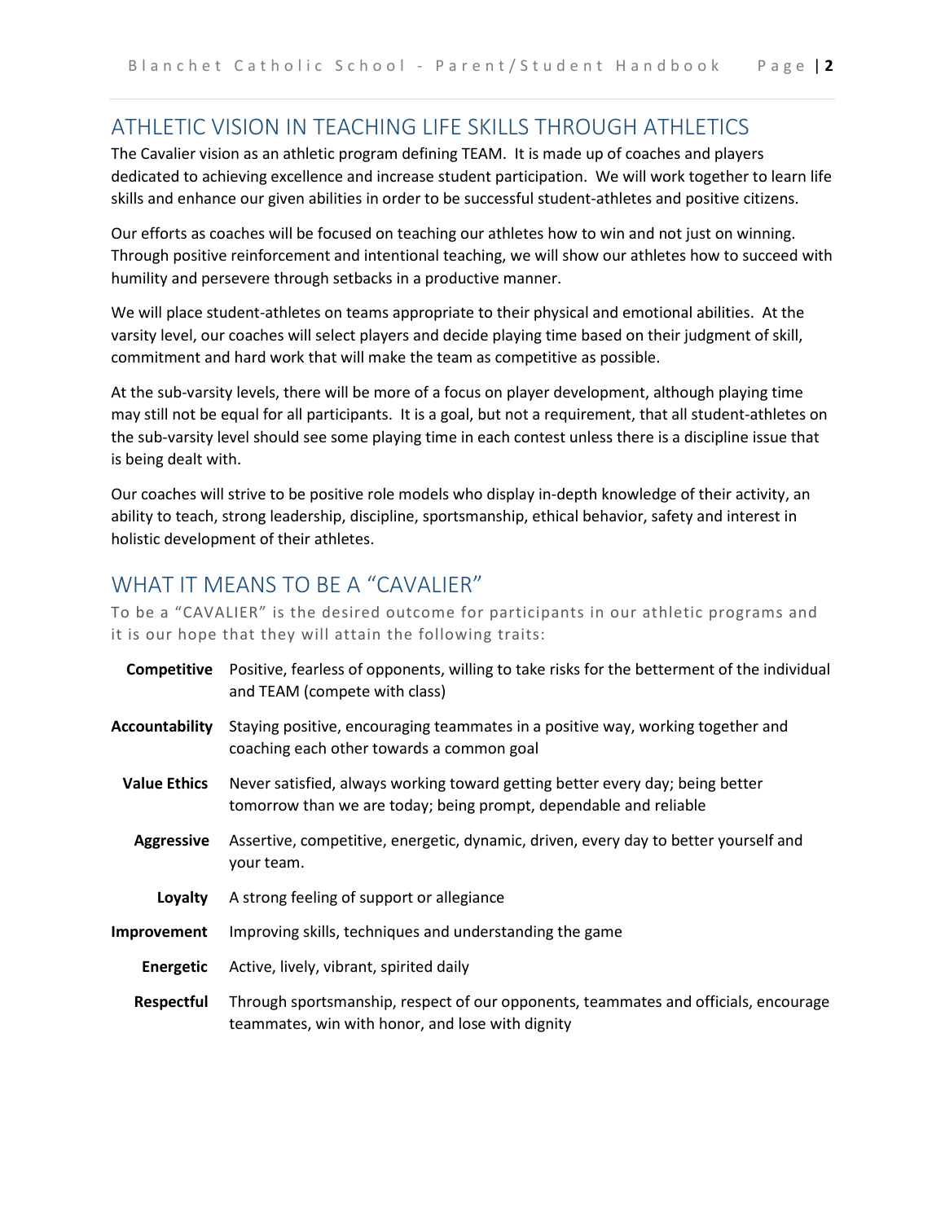## ATHLETIC VISION IN TEACHING LIFE SKILLS THROUGH ATHLETICS

The Cavalier vision as an athletic program defining TEAM. It is made up of coaches and players dedicated to achieving excellence and increase student participation. We will work together to learn life skills and enhance our given abilities in order to be successful student-athletes and positive citizens.

Our efforts as coaches will be focused on teaching our athletes how to win and not just on winning. Through positive reinforcement and intentional teaching, we will show our athletes how to succeed with humility and persevere through setbacks in a productive manner.

We will place student-athletes on teams appropriate to their physical and emotional abilities. At the varsity level, our coaches will select players and decide playing time based on their judgment of skill, commitment and hard work that will make the team as competitive as possible.

At the sub-varsity levels, there will be more of a focus on player development, although playing time may still not be equal for all participants. It is a goal, but not a requirement, that all student-athletes on the sub-varsity level should see some playing time in each contest unless there is a discipline issue that is being dealt with.

Our coaches will strive to be positive role models who display in-depth knowledge of their activity, an ability to teach, strong leadership, discipline, sportsmanship, ethical behavior, safety and interest in holistic development of their athletes.

## WHAT IT MEANS TO BE A "CAVALIER"

To be a "CAVALIER" is the desired outcome for participants in our athletic programs and it is our hope that they will attain the following traits:

| | |
|---|---|
| **Competitive** | Positive, fearless of opponents, willing to take risks for the betterment of the individual and TEAM (compete with class) |
| **Accountability** | Staying positive, encouraging teammates in a positive way, working together and coaching each other towards a common goal |
| **Value Ethics** | Never satisfied, always working toward getting better every day; being better tomorrow than we are today; being prompt, dependable and reliable |
| **Aggressive** | Assertive, competitive, energetic, dynamic, driven, every day to better yourself and your team. |
| **Loyalty** | A strong feeling of support or allegiance |
| **Improvement** | Improving skills, techniques and understanding the game |
| **Energetic** | Active, lively, vibrant, spirited daily |
| **Respectful** | Through sportsmanship, respect of our opponents, teammates and officials, encourage teammates, win with honor, and lose with dignity |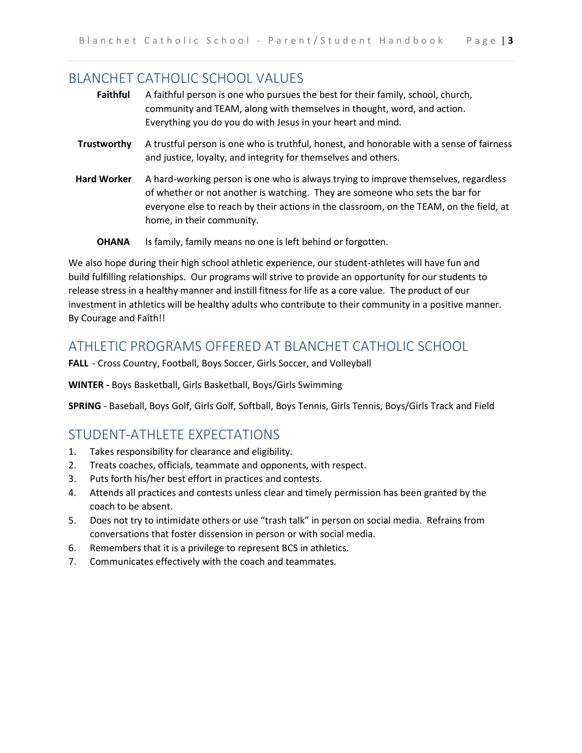## BLANCHET CATHOLIC SCHOOL VALUES

**Faithful** A faithful person is one who pursues the best for their family, school, church, community and TEAM, along with themselves in thought, word, and action. Everything you do you do with Jesus in your heart and mind.

**Trustworthy** A trustful person is one who is truthful, honest, and honorable with a sense of fairness and justice, loyalty, and integrity for themselves and others.

**Hard Worker** A hard-working person is one who is always trying to improve themselves, regardless of whether or not another is watching. They are someone who sets the bar for everyone else to reach by their actions in the classroom, on the TEAM, on the field, at home, in their community.

**OHANA** Is family, family means no one is left behind or forgotten.

We also hope during their high school athletic experience, our student-athletes will have fun and build fulfilling relationships. Our programs will strive to provide an opportunity for our students to release stress in a healthy manner and instill fitness for life as a core value. The product of our investment in athletics will be healthy adults who contribute to their community in a positive manner. By Courage and Faith!!

## ATHLETIC PROGRAMS OFFERED AT BLANCHET CATHOLIC SCHOOL

**FALL** - Cross Country, Football, Boys Soccer, Girls Soccer, and Volleyball

**WINTER -** Boys Basketball, Girls Basketball, Boys/Girls Swimming

**SPRING** - Baseball, Boys Golf, Girls Golf, Softball, Boys Tennis, Girls Tennis, Boys/Girls Track and Field

## STUDENT-ATHLETE EXPECTATIONS

1. Takes responsibility for clearance and eligibility.
2. Treats coaches, officials, teammate and opponents, with respect.
3. Puts forth his/her best effort in practices and contests.
4. Attends all practices and contests unless clear and timely permission has been granted by the coach to be absent.
5. Does not try to intimidate others or use "trash talk" in person on social media. Refrains from conversations that foster dissension in person or with social media.
6. Remembers that it is a privilege to represent BCS in athletics.
7. Communicates effectively with the coach and teammates.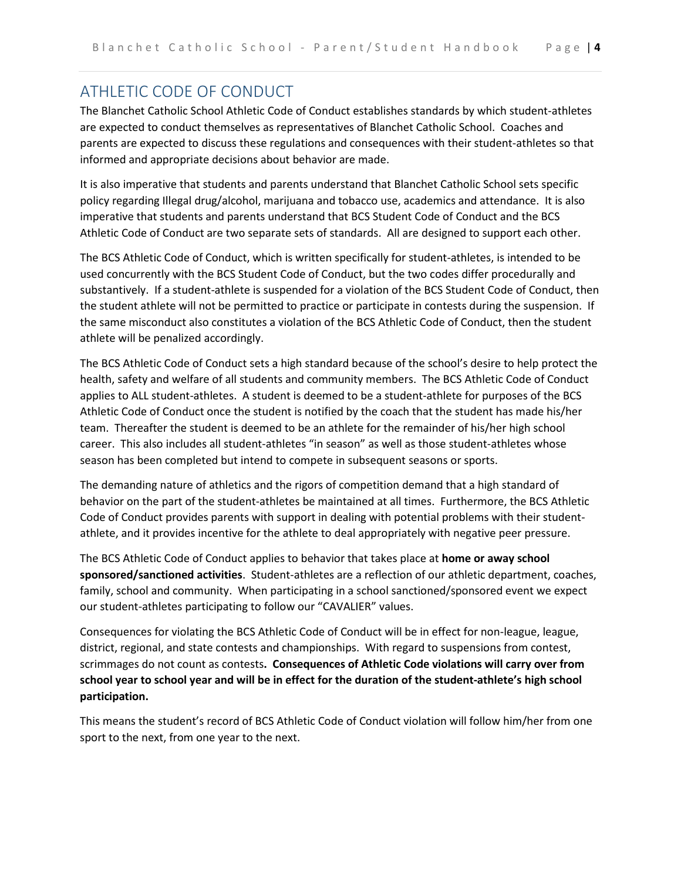## ATHLETIC CODE OF CONDUCT

The Blanchet Catholic School Athletic Code of Conduct establishes standards by which student-athletes are expected to conduct themselves as representatives of Blanchet Catholic School. Coaches and parents are expected to discuss these regulations and consequences with their student-athletes so that informed and appropriate decisions about behavior are made.

It is also imperative that students and parents understand that Blanchet Catholic School sets specific policy regarding Illegal drug/alcohol, marijuana and tobacco use, academics and attendance. It is also imperative that students and parents understand that BCS Student Code of Conduct and the BCS Athletic Code of Conduct are two separate sets of standards. All are designed to support each other.

The BCS Athletic Code of Conduct, which is written specifically for student-athletes, is intended to be used concurrently with the BCS Student Code of Conduct, but the two codes differ procedurally and substantively. If a student-athlete is suspended for a violation of the BCS Student Code of Conduct, then the student athlete will not be permitted to practice or participate in contests during the suspension. If the same misconduct also constitutes a violation of the BCS Athletic Code of Conduct, then the student athlete will be penalized accordingly.

The BCS Athletic Code of Conduct sets a high standard because of the school's desire to help protect the health, safety and welfare of all students and community members. The BCS Athletic Code of Conduct applies to ALL student-athletes. A student is deemed to be a student-athlete for purposes of the BCS Athletic Code of Conduct once the student is notified by the coach that the student has made his/her team. Thereafter the student is deemed to be an athlete for the remainder of his/her high school career. This also includes all student-athletes "in season" as well as those student-athletes whose season has been completed but intend to compete in subsequent seasons or sports.

The demanding nature of athletics and the rigors of competition demand that a high standard of behavior on the part of the student-athletes be maintained at all times. Furthermore, the BCS Athletic Code of Conduct provides parents with support in dealing with potential problems with their student-athlete, and it provides incentive for the athlete to deal appropriately with negative peer pressure.

The BCS Athletic Code of Conduct applies to behavior that takes place at **home or away school sponsored/sanctioned activities**. Student-athletes are a reflection of our athletic department, coaches, family, school and community. When participating in a school sanctioned/sponsored event we expect our student-athletes participating to follow our "CAVALIER" values.

Consequences for violating the BCS Athletic Code of Conduct will be in effect for non-league, league, district, regional, and state contests and championships. With regard to suspensions from contest, scrimmages do not count as contests**. Consequences of Athletic Code violations will carry over from school year to school year and will be in effect for the duration of the student-athlete's high school participation.**

This means the student's record of BCS Athletic Code of Conduct violation will follow him/her from one sport to the next, from one year to the next.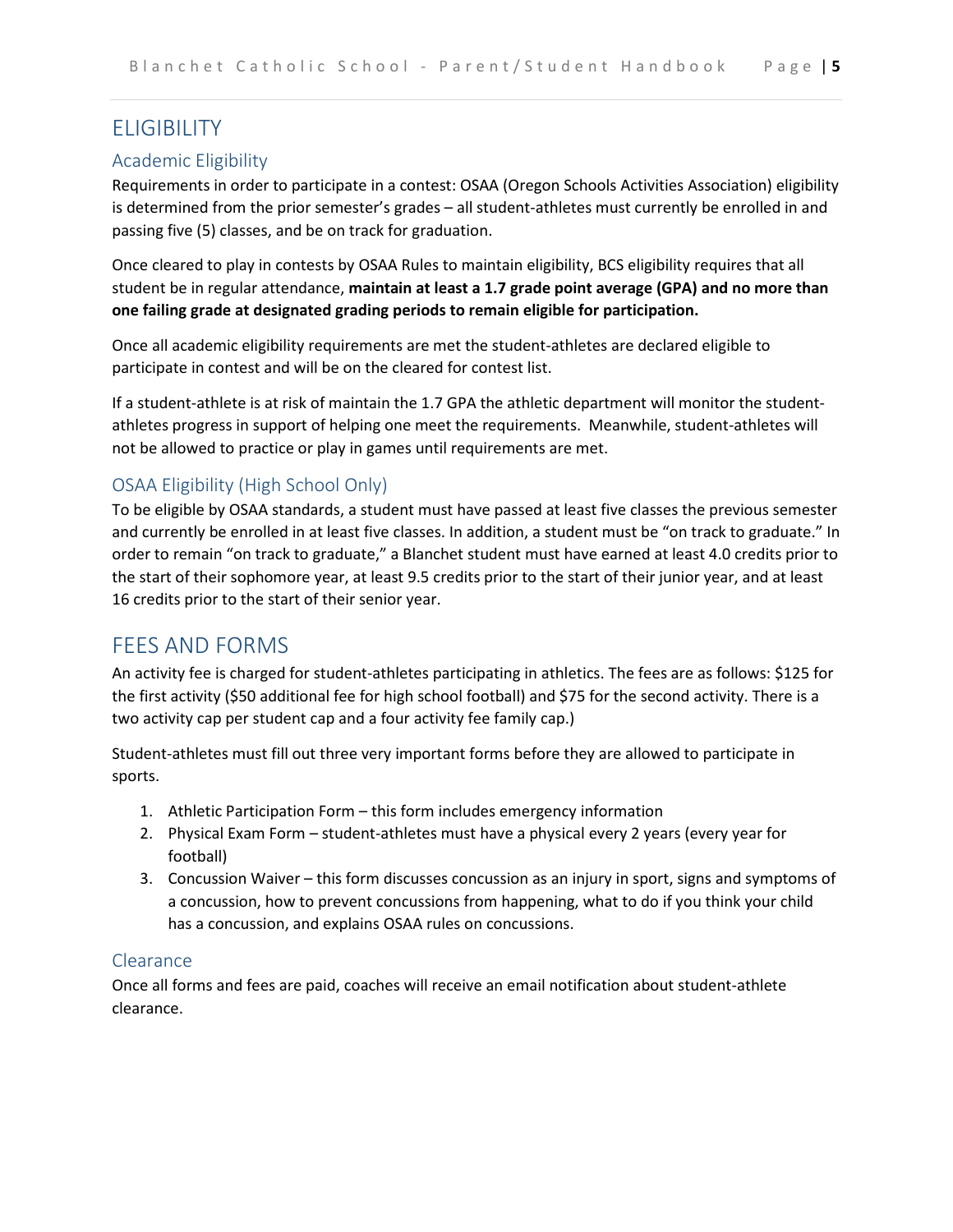# ELIGIBILITY

## Academic Eligibility

Requirements in order to participate in a contest: OSAA (Oregon Schools Activities Association) eligibility is determined from the prior semester's grades – all student-athletes must currently be enrolled in and passing five (5) classes, and be on track for graduation.

Once cleared to play in contests by OSAA Rules to maintain eligibility, BCS eligibility requires that all student be in regular attendance, **maintain at least a 1.7 grade point average (GPA) and no more than one failing grade at designated grading periods to remain eligible for participation.**

Once all academic eligibility requirements are met the student-athletes are declared eligible to participate in contest and will be on the cleared for contest list.

If a student-athlete is at risk of maintain the 1.7 GPA the athletic department will monitor the student-athletes progress in support of helping one meet the requirements. Meanwhile, student-athletes will not be allowed to practice or play in games until requirements are met.

## OSAA Eligibility (High School Only)

To be eligible by OSAA standards, a student must have passed at least five classes the previous semester and currently be enrolled in at least five classes. In addition, a student must be "on track to graduate." In order to remain "on track to graduate," a Blanchet student must have earned at least 4.0 credits prior to the start of their sophomore year, at least 9.5 credits prior to the start of their junior year, and at least 16 credits prior to the start of their senior year.

# FEES AND FORMS

An activity fee is charged for student-athletes participating in athletics. The fees are as follows: $125 for the first activity ($50 additional fee for high school football) and $75 for the second activity. There is a two activity cap per student cap and a four activity fee family cap.)

Student-athletes must fill out three very important forms before they are allowed to participate in sports.

1. Athletic Participation Form – this form includes emergency information
2. Physical Exam Form – student-athletes must have a physical every 2 years (every year for football)
3. Concussion Waiver – this form discusses concussion as an injury in sport, signs and symptoms of a concussion, how to prevent concussions from happening, what to do if you think your child has a concussion, and explains OSAA rules on concussions.

## Clearance

Once all forms and fees are paid, coaches will receive an email notification about student-athlete clearance.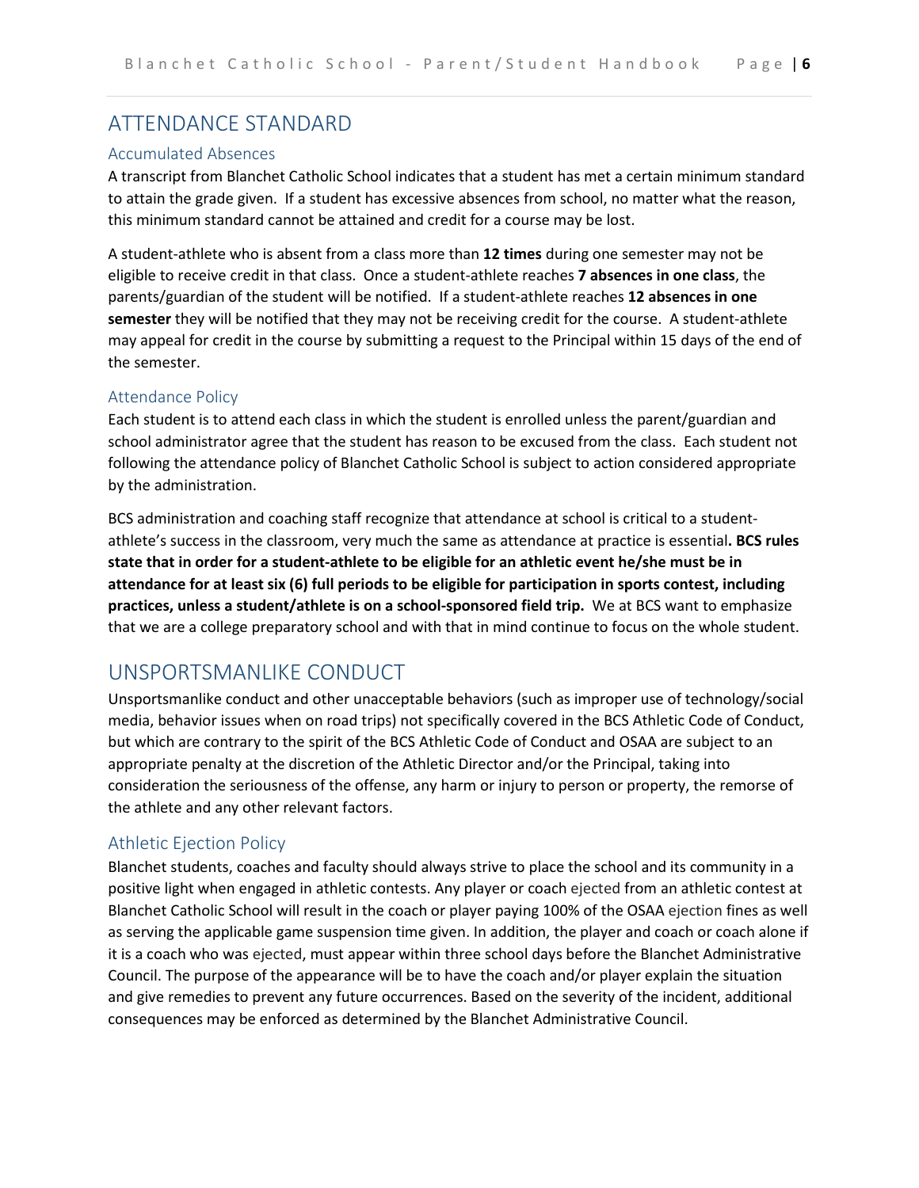## ATTENDANCE STANDARD

### Accumulated Absences

A transcript from Blanchet Catholic School indicates that a student has met a certain minimum standard to attain the grade given. If a student has excessive absences from school, no matter what the reason, this minimum standard cannot be attained and credit for a course may be lost.

A student-athlete who is absent from a class more than **12 times** during one semester may not be eligible to receive credit in that class. Once a student-athlete reaches **7 absences in one class**, the parents/guardian of the student will be notified. If a student-athlete reaches **12 absences in one semester** they will be notified that they may not be receiving credit for the course. A student-athlete may appeal for credit in the course by submitting a request to the Principal within 15 days of the end of the semester.

### Attendance Policy

Each student is to attend each class in which the student is enrolled unless the parent/guardian and school administrator agree that the student has reason to be excused from the class. Each student not following the attendance policy of Blanchet Catholic School is subject to action considered appropriate by the administration.

BCS administration and coaching staff recognize that attendance at school is critical to a student-athlete's success in the classroom, very much the same as attendance at practice is essential**. BCS rules state that in order for a student-athlete to be eligible for an athletic event he/she must be in attendance for at least six (6) full periods to be eligible for participation in sports contest, including practices, unless a student/athlete is on a school-sponsored field trip.** We at BCS want to emphasize that we are a college preparatory school and with that in mind continue to focus on the whole student.

## UNSPORTSMANLIKE CONDUCT

Unsportsmanlike conduct and other unacceptable behaviors (such as improper use of technology/social media, behavior issues when on road trips) not specifically covered in the BCS Athletic Code of Conduct, but which are contrary to the spirit of the BCS Athletic Code of Conduct and OSAA are subject to an appropriate penalty at the discretion of the Athletic Director and/or the Principal, taking into consideration the seriousness of the offense, any harm or injury to person or property, the remorse of the athlete and any other relevant factors.

### Athletic Ejection Policy

Blanchet students, coaches and faculty should always strive to place the school and its community in a positive light when engaged in athletic contests. Any player or coach ejected from an athletic contest at Blanchet Catholic School will result in the coach or player paying 100% of the OSAA ejection fines as well as serving the applicable game suspension time given. In addition, the player and coach or coach alone if it is a coach who was ejected, must appear within three school days before the Blanchet Administrative Council. The purpose of the appearance will be to have the coach and/or player explain the situation and give remedies to prevent any future occurrences. Based on the severity of the incident, additional consequences may be enforced as determined by the Blanchet Administrative Council.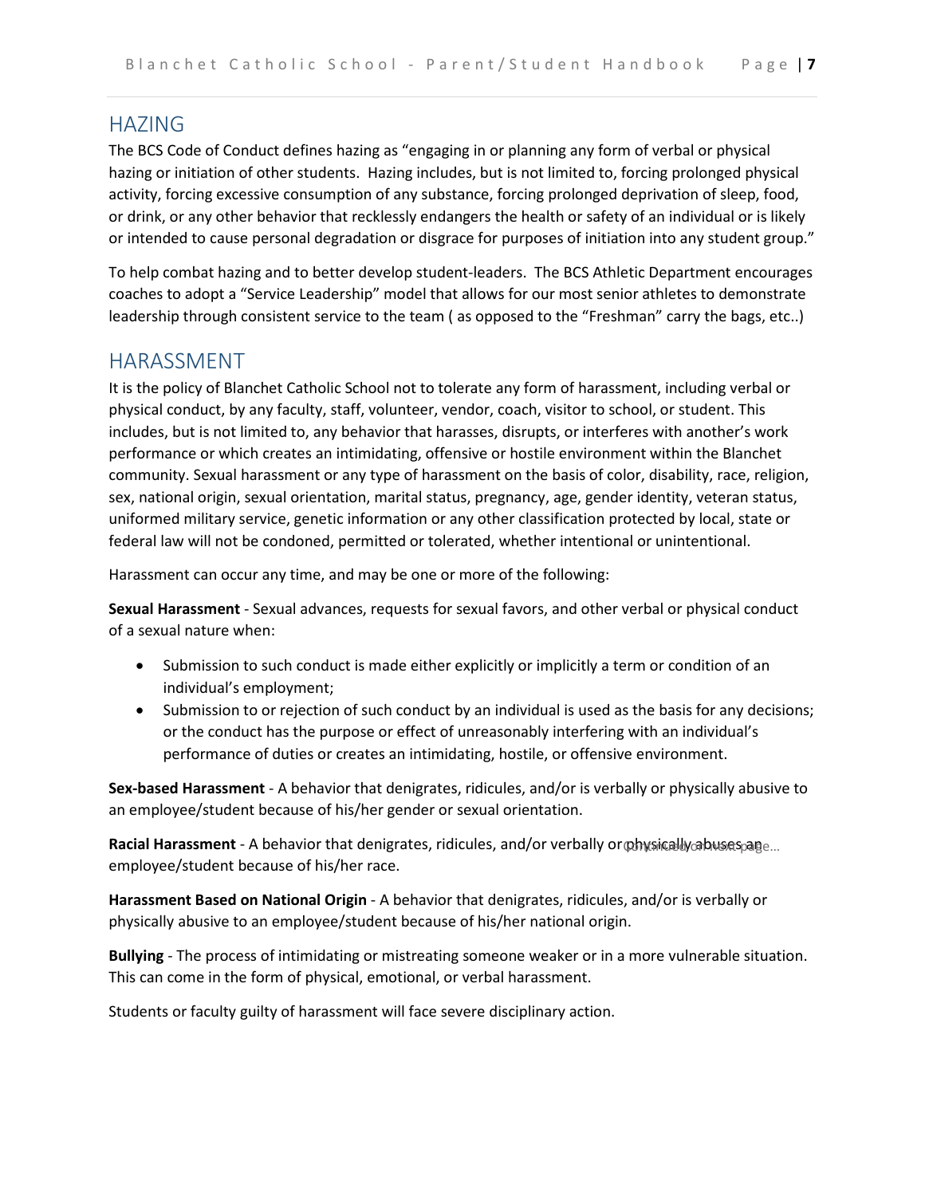## HAZING

The BCS Code of Conduct defines hazing as "engaging in or planning any form of verbal or physical hazing or initiation of other students. Hazing includes, but is not limited to, forcing prolonged physical activity, forcing excessive consumption of any substance, forcing prolonged deprivation of sleep, food, or drink, or any other behavior that recklessly endangers the health or safety of an individual or is likely or intended to cause personal degradation or disgrace for purposes of initiation into any student group."

To help combat hazing and to better develop student-leaders. The BCS Athletic Department encourages coaches to adopt a "Service Leadership" model that allows for our most senior athletes to demonstrate leadership through consistent service to the team ( as opposed to the "Freshman" carry the bags, etc..)

## HARASSMENT

It is the policy of Blanchet Catholic School not to tolerate any form of harassment, including verbal or physical conduct, by any faculty, staff, volunteer, vendor, coach, visitor to school, or student. This includes, but is not limited to, any behavior that harasses, disrupts, or interferes with another's work performance or which creates an intimidating, offensive or hostile environment within the Blanchet community. Sexual harassment or any type of harassment on the basis of color, disability, race, religion, sex, national origin, sexual orientation, marital status, pregnancy, age, gender identity, veteran status, uniformed military service, genetic information or any other classification protected by local, state or federal law will not be condoned, permitted or tolerated, whether intentional or unintentional.

Harassment can occur any time, and may be one or more of the following:

**Sexual Harassment** - Sexual advances, requests for sexual favors, and other verbal or physical conduct of a sexual nature when:

- Submission to such conduct is made either explicitly or implicitly a term or condition of an individual's employment;
- Submission to or rejection of such conduct by an individual is used as the basis for any decisions; or the conduct has the purpose or effect of unreasonably interfering with an individual's performance of duties or creates an intimidating, hostile, or offensive environment.

**Sex-based Harassment** - A behavior that denigrates, ridicules, and/or is verbally or physically abusive to an employee/student because of his/her gender or sexual orientation.

**Racial Harassment** - A behavior that denigrates, ridicules, and/or verbally or physically abuses an employee/student because of his/her race.

**Harassment Based on National Origin** - A behavior that denigrates, ridicules, and/or is verbally or physically abusive to an employee/student because of his/her national origin.

**Bullying** - The process of intimidating or mistreating someone weaker or in a more vulnerable situation. This can come in the form of physical, emotional, or verbal harassment.

Students or faculty guilty of harassment will face severe disciplinary action.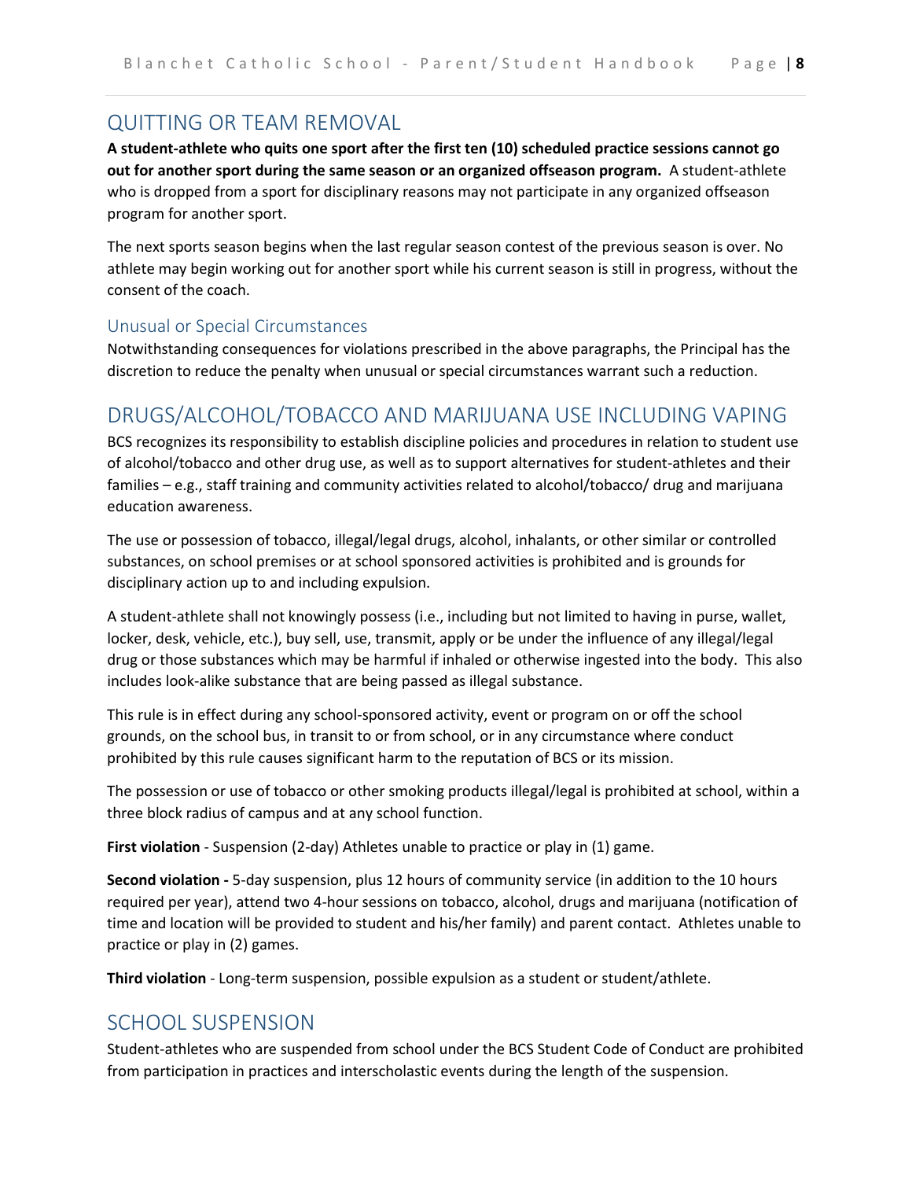## QUITTING OR TEAM REMOVAL

**A student-athlete who quits one sport after the first ten (10) scheduled practice sessions cannot go out for another sport during the same season or an organized offseason program.** A student-athlete who is dropped from a sport for disciplinary reasons may not participate in any organized offseason program for another sport.

The next sports season begins when the last regular season contest of the previous season is over. No athlete may begin working out for another sport while his current season is still in progress, without the consent of the coach.

### Unusual or Special Circumstances

Notwithstanding consequences for violations prescribed in the above paragraphs, the Principal has the discretion to reduce the penalty when unusual or special circumstances warrant such a reduction.

## DRUGS/ALCOHOL/TOBACCO AND MARIJUANA USE INCLUDING VAPING

BCS recognizes its responsibility to establish discipline policies and procedures in relation to student use of alcohol/tobacco and other drug use, as well as to support alternatives for student-athletes and their families – e.g., staff training and community activities related to alcohol/tobacco/ drug and marijuana education awareness.

The use or possession of tobacco, illegal/legal drugs, alcohol, inhalants, or other similar or controlled substances, on school premises or at school sponsored activities is prohibited and is grounds for disciplinary action up to and including expulsion.

A student-athlete shall not knowingly possess (i.e., including but not limited to having in purse, wallet, locker, desk, vehicle, etc.), buy sell, use, transmit, apply or be under the influence of any illegal/legal drug or those substances which may be harmful if inhaled or otherwise ingested into the body. This also includes look-alike substance that are being passed as illegal substance.

This rule is in effect during any school-sponsored activity, event or program on or off the school grounds, on the school bus, in transit to or from school, or in any circumstance where conduct prohibited by this rule causes significant harm to the reputation of BCS or its mission.

The possession or use of tobacco or other smoking products illegal/legal is prohibited at school, within a three block radius of campus and at any school function.

**First violation** - Suspension (2-day) Athletes unable to practice or play in (1) game.

**Second violation -** 5-day suspension, plus 12 hours of community service (in addition to the 10 hours required per year), attend two 4-hour sessions on tobacco, alcohol, drugs and marijuana (notification of time and location will be provided to student and his/her family) and parent contact. Athletes unable to practice or play in (2) games.

**Third violation** - Long-term suspension, possible expulsion as a student or student/athlete.

## SCHOOL SUSPENSION

Student-athletes who are suspended from school under the BCS Student Code of Conduct are prohibited from participation in practices and interscholastic events during the length of the suspension.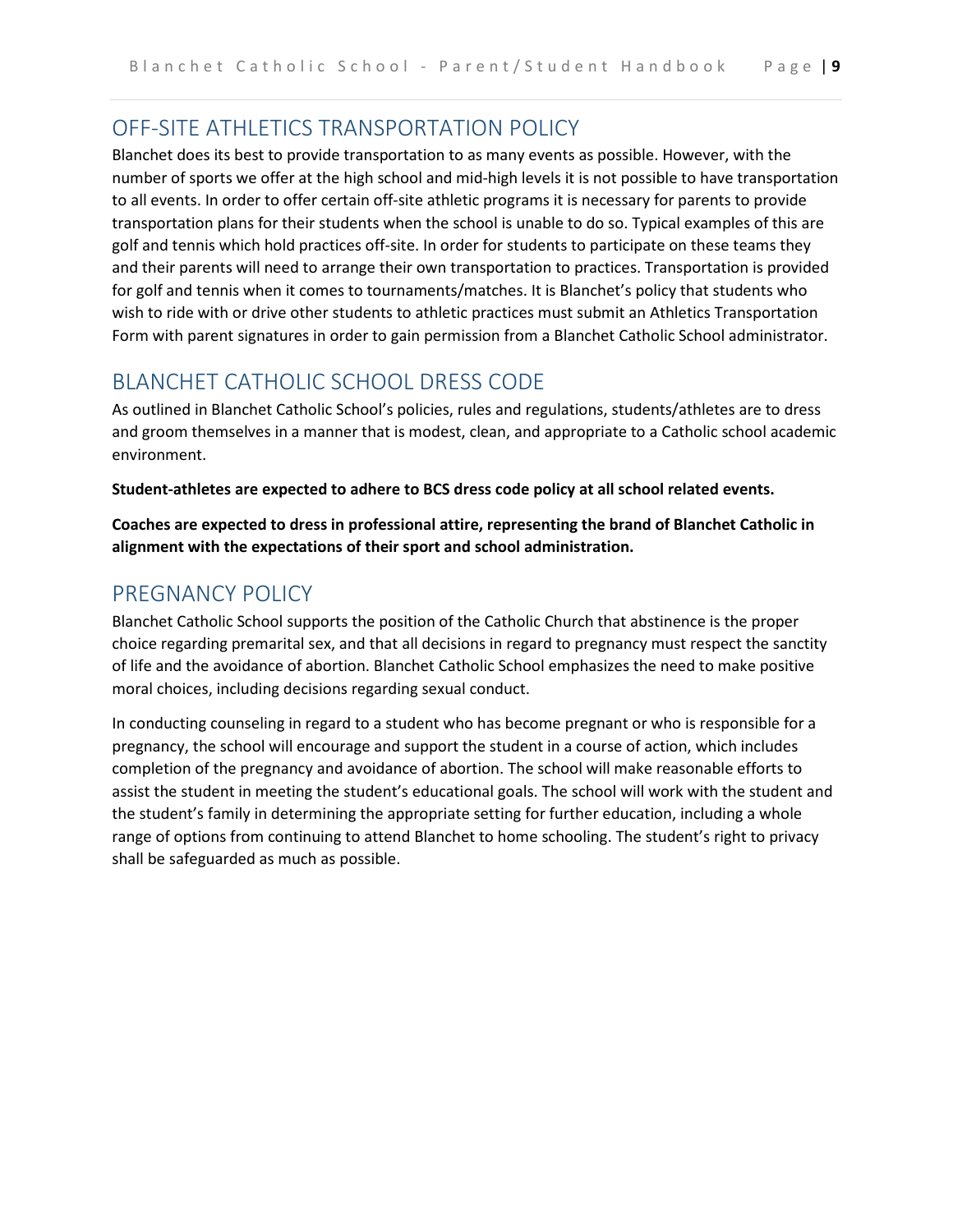## OFF-SITE ATHLETICS TRANSPORTATION POLICY

Blanchet does its best to provide transportation to as many events as possible. However, with the number of sports we offer at the high school and mid-high levels it is not possible to have transportation to all events. In order to offer certain off-site athletic programs it is necessary for parents to provide transportation plans for their students when the school is unable to do so. Typical examples of this are golf and tennis which hold practices off-site. In order for students to participate on these teams they and their parents will need to arrange their own transportation to practices. Transportation is provided for golf and tennis when it comes to tournaments/matches. It is Blanchet's policy that students who wish to ride with or drive other students to athletic practices must submit an Athletics Transportation Form with parent signatures in order to gain permission from a Blanchet Catholic School administrator.

## BLANCHET CATHOLIC SCHOOL DRESS CODE

As outlined in Blanchet Catholic School's policies, rules and regulations, students/athletes are to dress and groom themselves in a manner that is modest, clean, and appropriate to a Catholic school academic environment.

**Student-athletes are expected to adhere to BCS dress code policy at all school related events.**

**Coaches are expected to dress in professional attire, representing the brand of Blanchet Catholic in alignment with the expectations of their sport and school administration.**

## PREGNANCY POLICY

Blanchet Catholic School supports the position of the Catholic Church that abstinence is the proper choice regarding premarital sex, and that all decisions in regard to pregnancy must respect the sanctity of life and the avoidance of abortion. Blanchet Catholic School emphasizes the need to make positive moral choices, including decisions regarding sexual conduct.

In conducting counseling in regard to a student who has become pregnant or who is responsible for a pregnancy, the school will encourage and support the student in a course of action, which includes completion of the pregnancy and avoidance of abortion. The school will make reasonable efforts to assist the student in meeting the student's educational goals. The school will work with the student and the student's family in determining the appropriate setting for further education, including a whole range of options from continuing to attend Blanchet to home schooling. The student's right to privacy shall be safeguarded as much as possible.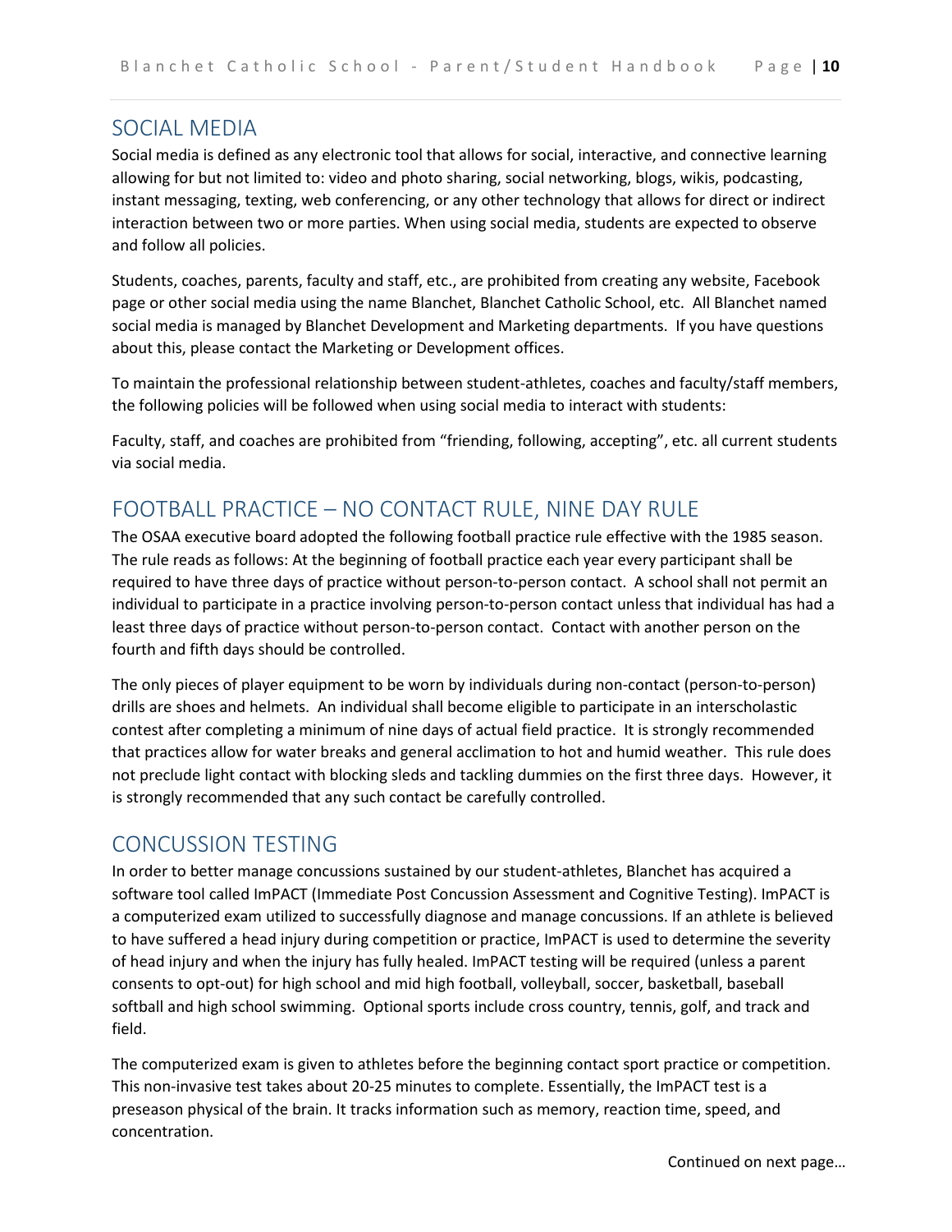## SOCIAL MEDIA

Social media is defined as any electronic tool that allows for social, interactive, and connective learning allowing for but not limited to: video and photo sharing, social networking, blogs, wikis, podcasting, instant messaging, texting, web conferencing, or any other technology that allows for direct or indirect interaction between two or more parties. When using social media, students are expected to observe and follow all policies.

Students, coaches, parents, faculty and staff, etc., are prohibited from creating any website, Facebook page or other social media using the name Blanchet, Blanchet Catholic School, etc. All Blanchet named social media is managed by Blanchet Development and Marketing departments. If you have questions about this, please contact the Marketing or Development offices.

To maintain the professional relationship between student-athletes, coaches and faculty/staff members, the following policies will be followed when using social media to interact with students:

Faculty, staff, and coaches are prohibited from "friending, following, accepting", etc. all current students via social media.

## FOOTBALL PRACTICE – NO CONTACT RULE, NINE DAY RULE

The OSAA executive board adopted the following football practice rule effective with the 1985 season. The rule reads as follows: At the beginning of football practice each year every participant shall be required to have three days of practice without person-to-person contact. A school shall not permit an individual to participate in a practice involving person-to-person contact unless that individual has had a least three days of practice without person-to-person contact. Contact with another person on the fourth and fifth days should be controlled.

The only pieces of player equipment to be worn by individuals during non-contact (person-to-person) drills are shoes and helmets. An individual shall become eligible to participate in an interscholastic contest after completing a minimum of nine days of actual field practice. It is strongly recommended that practices allow for water breaks and general acclimation to hot and humid weather. This rule does not preclude light contact with blocking sleds and tackling dummies on the first three days. However, it is strongly recommended that any such contact be carefully controlled.

## CONCUSSION TESTING

In order to better manage concussions sustained by our student-athletes, Blanchet has acquired a software tool called ImPACT (Immediate Post Concussion Assessment and Cognitive Testing). ImPACT is a computerized exam utilized to successfully diagnose and manage concussions. If an athlete is believed to have suffered a head injury during competition or practice, ImPACT is used to determine the severity of head injury and when the injury has fully healed. ImPACT testing will be required (unless a parent consents to opt-out) for high school and mid high football, volleyball, soccer, basketball, baseball softball and high school swimming. Optional sports include cross country, tennis, golf, and track and field.

The computerized exam is given to athletes before the beginning contact sport practice or competition. This non-invasive test takes about 20-25 minutes to complete. Essentially, the ImPACT test is a preseason physical of the brain. It tracks information such as memory, reaction time, speed, and concentration.

Continued on next page…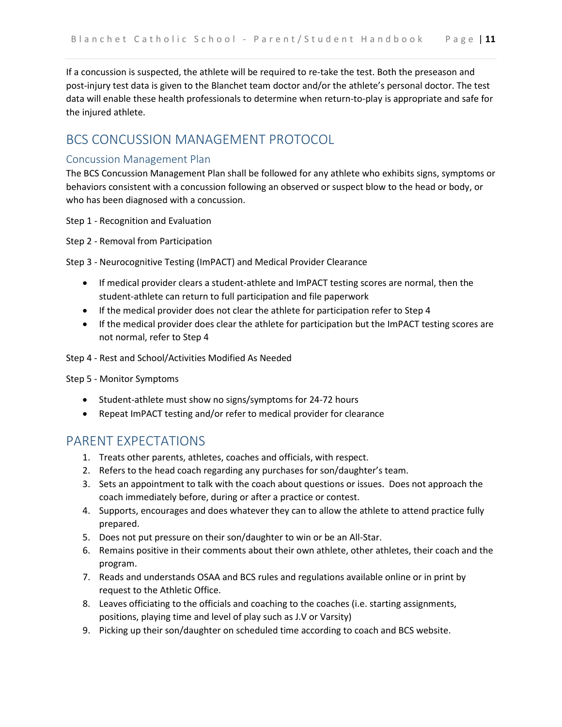If a concussion is suspected, the athlete will be required to re-take the test. Both the preseason and post-injury test data is given to the Blanchet team doctor and/or the athlete's personal doctor. The test data will enable these health professionals to determine when return-to-play is appropriate and safe for the injured athlete.

## BCS CONCUSSION MANAGEMENT PROTOCOL

### Concussion Management Plan

The BCS Concussion Management Plan shall be followed for any athlete who exhibits signs, symptoms or behaviors consistent with a concussion following an observed or suspect blow to the head or body, or who has been diagnosed with a concussion.

Step 1 - Recognition and Evaluation

Step 2 - Removal from Participation

Step 3 - Neurocognitive Testing (ImPACT) and Medical Provider Clearance

- If medical provider clears a student-athlete and ImPACT testing scores are normal, then the student-athlete can return to full participation and file paperwork
- If the medical provider does not clear the athlete for participation refer to Step 4
- If the medical provider does clear the athlete for participation but the ImPACT testing scores are not normal, refer to Step 4

Step 4 - Rest and School/Activities Modified As Needed

Step 5 - Monitor Symptoms

- Student-athlete must show no signs/symptoms for 24-72 hours
- Repeat ImPACT testing and/or refer to medical provider for clearance

## PARENT EXPECTATIONS

1. Treats other parents, athletes, coaches and officials, with respect.
2. Refers to the head coach regarding any purchases for son/daughter's team.
3. Sets an appointment to talk with the coach about questions or issues. Does not approach the coach immediately before, during or after a practice or contest.
4. Supports, encourages and does whatever they can to allow the athlete to attend practice fully prepared.
5. Does not put pressure on their son/daughter to win or be an All-Star.
6. Remains positive in their comments about their own athlete, other athletes, their coach and the program.
7. Reads and understands OSAA and BCS rules and regulations available online or in print by request to the Athletic Office.
8. Leaves officiating to the officials and coaching to the coaches (i.e. starting assignments, positions, playing time and level of play such as J.V or Varsity)
9. Picking up their son/daughter on scheduled time according to coach and BCS website.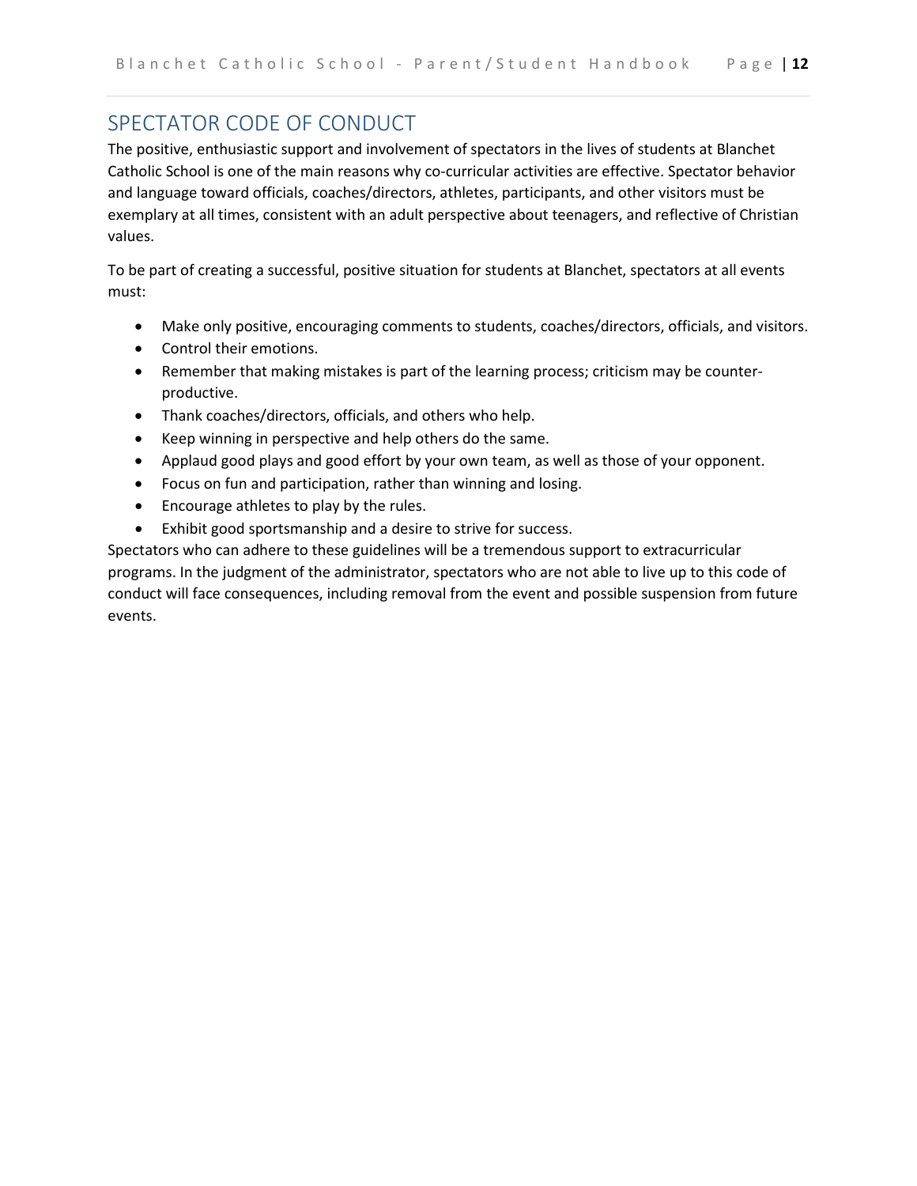## SPECTATOR CODE OF CONDUCT

The positive, enthusiastic support and involvement of spectators in the lives of students at Blanchet Catholic School is one of the main reasons why co-curricular activities are effective. Spectator behavior and language toward officials, coaches/directors, athletes, participants, and other visitors must be exemplary at all times, consistent with an adult perspective about teenagers, and reflective of Christian values.

To be part of creating a successful, positive situation for students at Blanchet, spectators at all events must:

- Make only positive, encouraging comments to students, coaches/directors, officials, and visitors.
- Control their emotions.
- Remember that making mistakes is part of the learning process; criticism may be counter-productive.
- Thank coaches/directors, officials, and others who help.
- Keep winning in perspective and help others do the same.
- Applaud good plays and good effort by your own team, as well as those of your opponent.
- Focus on fun and participation, rather than winning and losing.
- Encourage athletes to play by the rules.
- Exhibit good sportsmanship and a desire to strive for success.

Spectators who can adhere to these guidelines will be a tremendous support to extracurricular programs. In the judgment of the administrator, spectators who are not able to live up to this code of conduct will face consequences, including removal from the event and possible suspension from future events.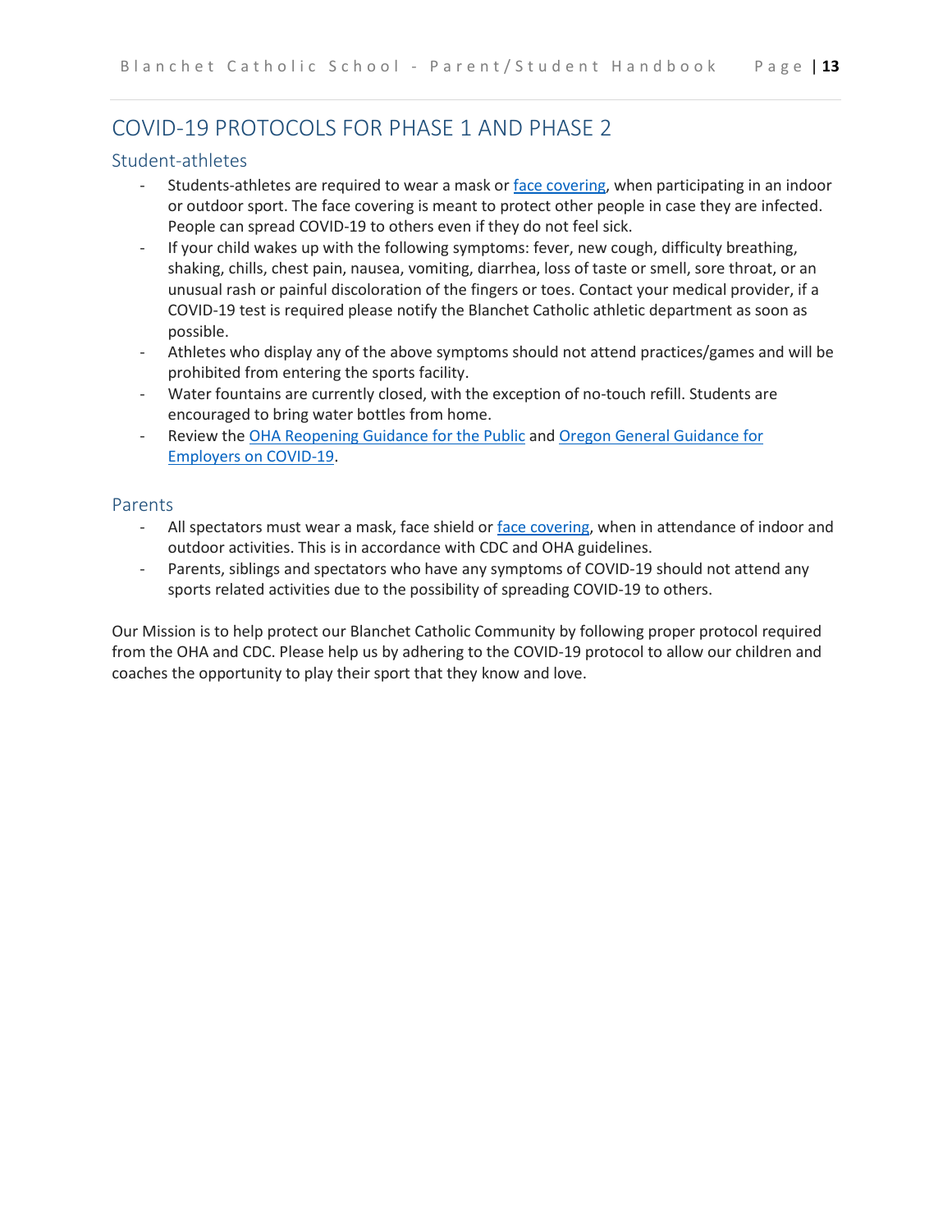## COVID-19 PROTOCOLS FOR PHASE 1 AND PHASE 2

### Student-athletes

- Students-athletes are required to wear a mask or face covering, when participating in an indoor or outdoor sport. The face covering is meant to protect other people in case they are infected. People can spread COVID-19 to others even if they do not feel sick.
- If your child wakes up with the following symptoms: fever, new cough, difficulty breathing, shaking, chills, chest pain, nausea, vomiting, diarrhea, loss of taste or smell, sore throat, or an unusual rash or painful discoloration of the fingers or toes. Contact your medical provider, if a COVID-19 test is required please notify the Blanchet Catholic athletic department as soon as possible.
- Athletes who display any of the above symptoms should not attend practices/games and will be prohibited from entering the sports facility.
- Water fountains are currently closed, with the exception of no-touch refill. Students are encouraged to bring water bottles from home.
- Review the OHA Reopening Guidance for the Public and Oregon General Guidance for Employers on COVID-19.

### Parents

- All spectators must wear a mask, face shield or face covering, when in attendance of indoor and outdoor activities. This is in accordance with CDC and OHA guidelines.
- Parents, siblings and spectators who have any symptoms of COVID-19 should not attend any sports related activities due to the possibility of spreading COVID-19 to others.

Our Mission is to help protect our Blanchet Catholic Community by following proper protocol required from the OHA and CDC. Please help us by adhering to the COVID-19 protocol to allow our children and coaches the opportunity to play their sport that they know and love.